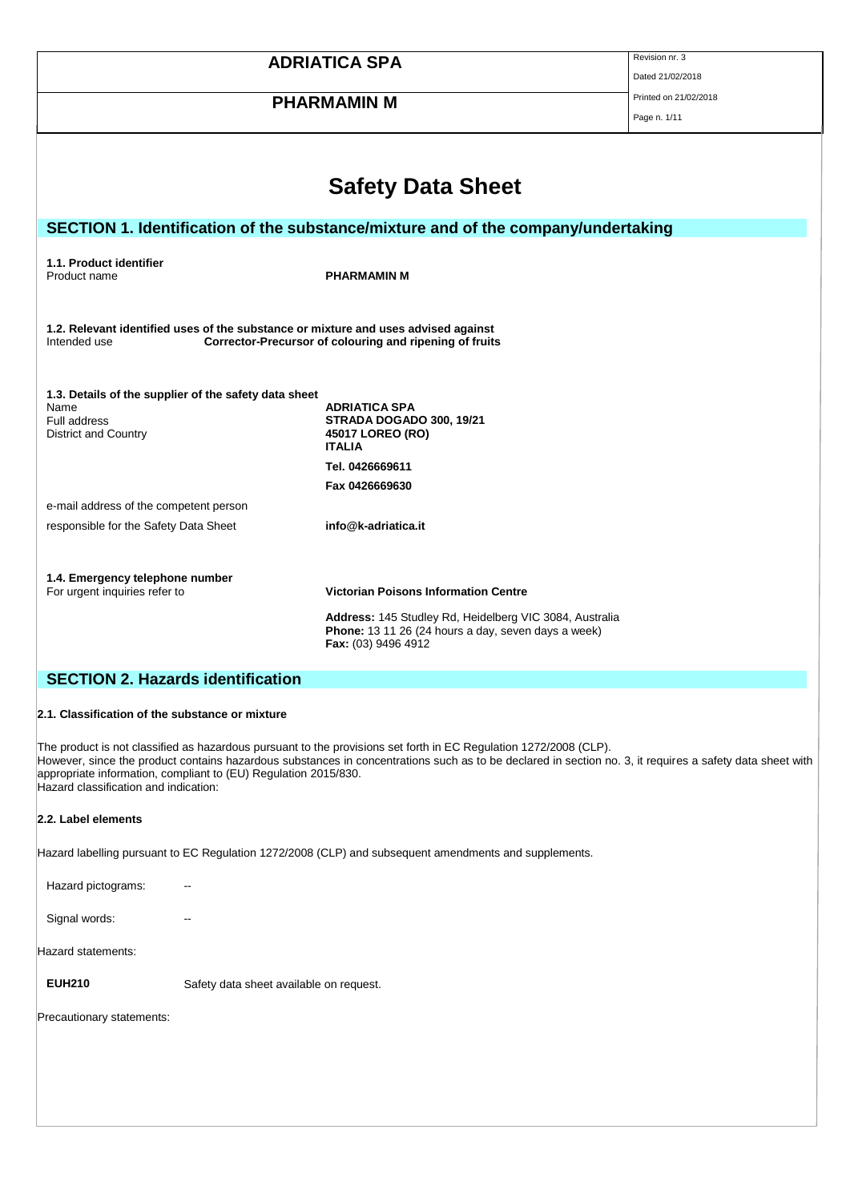# Safety Data Sheet

## SECTION 1. Identification of the substance/mixture and of the company/undertaking

**1.1. Product identifier**

Product name **PHARMAMIN M**

**1.2. Relevant identified uses of the substance or mixture and uses advised against**

Intended use **Corrector-Precursor of colouring and ripening of fruits**

**1.3. Details of the supplier of the safety data sheet**

| | |
|---|---|
| Name | **ADRIATICA SPA** |
| Full address | **STRADA DOGADO 300, 19/21** |
| District and Country | **45017 LOREO (RO)** |
| | **ITALIA** |
| | **Tel. 0426669611** |
| | **Fax 0426669630** |
| e-mail address of the competent person responsible for the Safety Data Sheet | **info@k-adriatica.it** |

**1.4. Emergency telephone number**

For urgent inquiries refer to **Victorian Poisons Information Centre**

**Address:** 145 Studley Rd, Heidelberg VIC 3084, Australia
**Phone:** 13 11 26 (24 hours a day, seven days a week)
**Fax:** (03) 9496 4912

## SECTION 2. Hazards identification

**2.1. Classification of the substance or mixture**

The product is not classified as hazardous pursuant to the provisions set forth in EC Regulation 1272/2008 (CLP).
However, since the product contains hazardous substances in concentrations such as to be declared in section no. 3, it requires a safety data sheet with appropriate information, compliant to (EU) Regulation 2015/830.
Hazard classification and indication:

**2.2. Label elements**

Hazard labelling pursuant to EC Regulation 1272/2008 (CLP) and subsequent amendments and supplements.

Hazard pictograms: --

Signal words: --

Hazard statements:

**EUH210** Safety data sheet available on request.

Precautionary statements: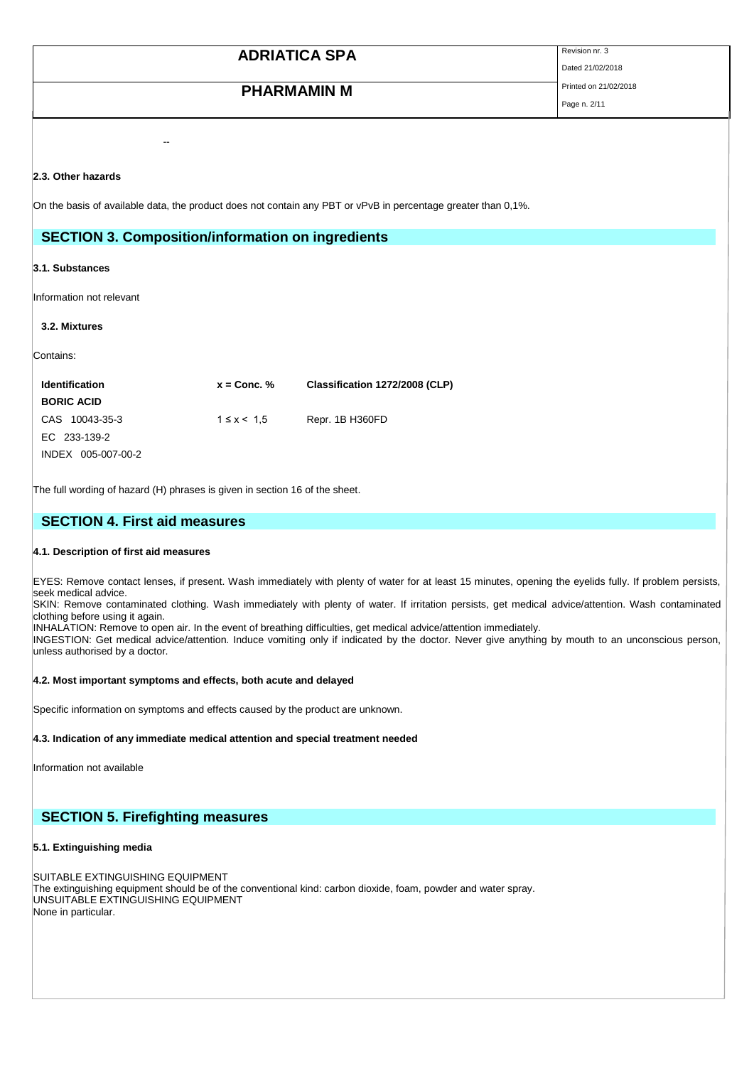--

**2.3. Other hazards**

On the basis of available data, the product does not contain any PBT or vPvB in percentage greater than 0,1%.

## SECTION 3. Composition/information on ingredients

**3.1. Substances**

Information not relevant

**3.2. Mixtures**

Contains:

| Identification | x = Conc. % | Classification 1272/2008 (CLP) |
|---|---|---|
| **BORIC ACID** | | |
| CAS 10043-35-3 | 1 ≤ x < 1,5 | Repr. 1B H360FD |
| EC 233-139-2 | | |
| INDEX 005-007-00-2 | | |

The full wording of hazard (H) phrases is given in section 16 of the sheet.

## SECTION 4. First aid measures

**4.1. Description of first aid measures**

EYES: Remove contact lenses, if present. Wash immediately with plenty of water for at least 15 minutes, opening the eyelids fully. If problem persists, seek medical advice.
SKIN: Remove contaminated clothing. Wash immediately with plenty of water. If irritation persists, get medical advice/attention. Wash contaminated clothing before using it again.
INHALATION: Remove to open air. In the event of breathing difficulties, get medical advice/attention immediately.
INGESTION: Get medical advice/attention. Induce vomiting only if indicated by the doctor. Never give anything by mouth to an unconscious person, unless authorised by a doctor.

**4.2. Most important symptoms and effects, both acute and delayed**

Specific information on symptoms and effects caused by the product are unknown.

**4.3. Indication of any immediate medical attention and special treatment needed**

Information not available

## SECTION 5. Firefighting measures

**5.1. Extinguishing media**

SUITABLE EXTINGUISHING EQUIPMENT
The extinguishing equipment should be of the conventional kind: carbon dioxide, foam, powder and water spray.
UNSUITABLE EXTINGUISHING EQUIPMENT
None in particular.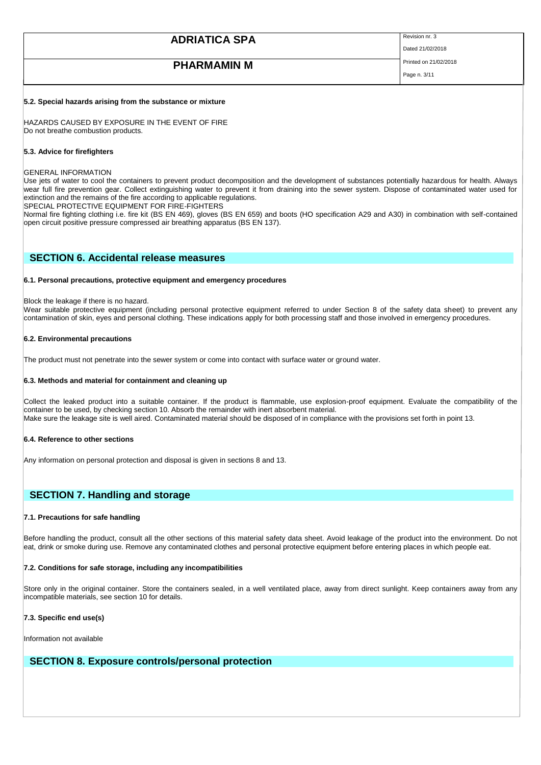#### 5.2. Special hazards arising from the substance or mixture

HAZARDS CAUSED BY EXPOSURE IN THE EVENT OF FIRE
Do not breathe combustion products.

#### 5.3. Advice for firefighters

GENERAL INFORMATION
Use jets of water to cool the containers to prevent product decomposition and the development of substances potentially hazardous for health. Always wear full fire prevention gear. Collect extinguishing water to prevent it from draining into the sewer system. Dispose of contaminated water used for extinction and the remains of the fire according to applicable regulations.
SPECIAL PROTECTIVE EQUIPMENT FOR FIRE-FIGHTERS
Normal fire fighting clothing i.e. fire kit (BS EN 469), gloves (BS EN 659) and boots (HO specification A29 and A30) in combination with self-contained open circuit positive pressure compressed air breathing apparatus (BS EN 137).

## SECTION 6. Accidental release measures

#### 6.1. Personal precautions, protective equipment and emergency procedures

Block the leakage if there is no hazard.
Wear suitable protective equipment (including personal protective equipment referred to under Section 8 of the safety data sheet) to prevent any contamination of skin, eyes and personal clothing. These indications apply for both processing staff and those involved in emergency procedures.

#### 6.2. Environmental precautions

The product must not penetrate into the sewer system or come into contact with surface water or ground water.

#### 6.3. Methods and material for containment and cleaning up

Collect the leaked product into a suitable container. If the product is flammable, use explosion-proof equipment. Evaluate the compatibility of the container to be used, by checking section 10. Absorb the remainder with inert absorbent material.
Make sure the leakage site is well aired. Contaminated material should be disposed of in compliance with the provisions set forth in point 13.

#### 6.4. Reference to other sections

Any information on personal protection and disposal is given in sections 8 and 13.

## SECTION 7. Handling and storage

#### 7.1. Precautions for safe handling

Before handling the product, consult all the other sections of this material safety data sheet. Avoid leakage of the product into the environment. Do not eat, drink or smoke during use. Remove any contaminated clothes and personal protective equipment before entering places in which people eat.

#### 7.2. Conditions for safe storage, including any incompatibilities

Store only in the original container. Store the containers sealed, in a well ventilated place, away from direct sunlight. Keep containers away from any incompatible materials, see section 10 for details.

#### 7.3. Specific end use(s)

Information not available

## SECTION 8. Exposure controls/personal protection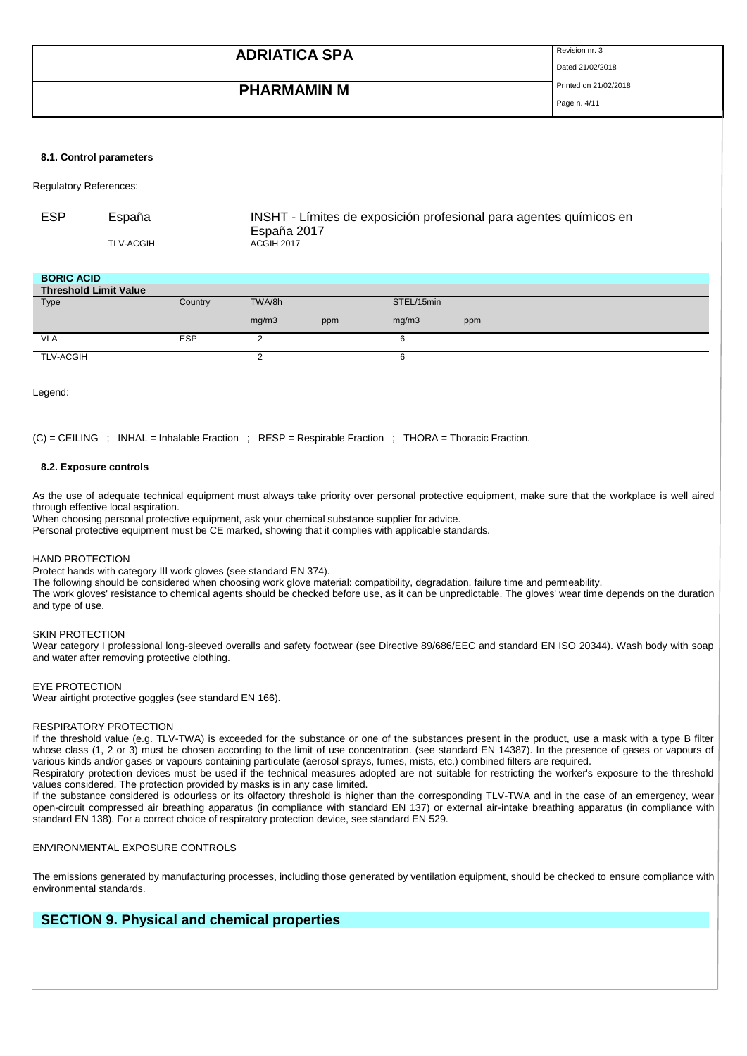#### 8.1. Control parameters

Regulatory References:

| | | |
|---|---|---|
| ESP | España | INSHT - Límites de exposición profesional para agentes químicos en España 2017 |
| | TLV-ACGIH | ACGIH 2017 |

**BORIC ACID**

| Threshold Limit Value | | | | | |
|---|---|---|---|---|---|
| Type | Country | TWA/8h | | STEL/15min | |
| | | mg/m3 | ppm | mg/m3 | ppm |
| VLA | ESP | 2 | | 6 | |
| TLV-ACGIH | | 2 | | 6 | |

Legend:

(C) = CEILING ; INHAL = Inhalable Fraction ; RESP = Respirable Fraction ; THORA = Thoracic Fraction.

#### 8.2. Exposure controls

As the use of adequate technical equipment must always take priority over personal protective equipment, make sure that the workplace is well aired through effective local aspiration.
When choosing personal protective equipment, ask your chemical substance supplier for advice.
Personal protective equipment must be CE marked, showing that it complies with applicable standards.

HAND PROTECTION
Protect hands with category III work gloves (see standard EN 374).
The following should be considered when choosing work glove material: compatibility, degradation, failure time and permeability.
The work gloves' resistance to chemical agents should be checked before use, as it can be unpredictable. The gloves' wear time depends on the duration and type of use.

SKIN PROTECTION
Wear category I professional long-sleeved overalls and safety footwear (see Directive 89/686/EEC and standard EN ISO 20344). Wash body with soap and water after removing protective clothing.

EYE PROTECTION
Wear airtight protective goggles (see standard EN 166).

RESPIRATORY PROTECTION
If the threshold value (e.g. TLV-TWA) is exceeded for the substance or one of the substances present in the product, use a mask with a type B filter whose class (1, 2 or 3) must be chosen according to the limit of use concentration. (see standard EN 14387). In the presence of gases or vapours of various kinds and/or gases or vapours containing particulate (aerosol sprays, fumes, mists, etc.) combined filters are required.
Respiratory protection devices must be used if the technical measures adopted are not suitable for restricting the worker's exposure to the threshold values considered. The protection provided by masks is in any case limited.
If the substance considered is odourless or its olfactory threshold is higher than the corresponding TLV-TWA and in the case of an emergency, wear open-circuit compressed air breathing apparatus (in compliance with standard EN 137) or external air-intake breathing apparatus (in compliance with standard EN 138). For a correct choice of respiratory protection device, see standard EN 529.

ENVIRONMENTAL EXPOSURE CONTROLS

The emissions generated by manufacturing processes, including those generated by ventilation equipment, should be checked to ensure compliance with environmental standards.

## SECTION 9. Physical and chemical properties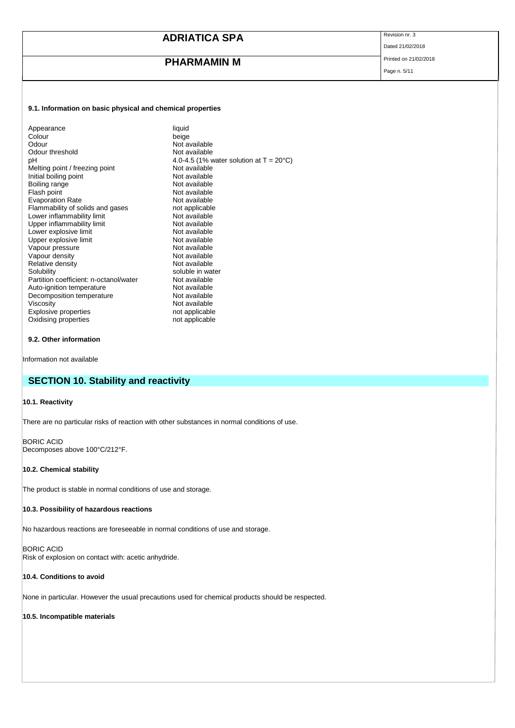### 9.1. Information on basic physical and chemical properties

| | |
|---|---|
| Appearance | liquid |
| Colour | beige |
| Odour | Not available |
| Odour threshold | Not available |
| pH | 4.0-4.5 (1% water solution at T = 20°C) |
| Melting point / freezing point | Not available |
| Initial boiling point | Not available |
| Boiling range | Not available |
| Flash point | Not available |
| Evaporation Rate | Not available |
| Flammability of solids and gases | not applicable |
| Lower inflammability limit | Not available |
| Upper inflammability limit | Not available |
| Lower explosive limit | Not available |
| Upper explosive limit | Not available |
| Vapour pressure | Not available |
| Vapour density | Not available |
| Relative density | Not available |
| Solubility | soluble in water |
| Partition coefficient: n-octanol/water | Not available |
| Auto-ignition temperature | Not available |
| Decomposition temperature | Not available |
| Viscosity | Not available |
| Explosive properties | not applicable |
| Oxidising properties | not applicable |

### 9.2. Other information

Information not available

## SECTION 10. Stability and reactivity

### 10.1. Reactivity

There are no particular risks of reaction with other substances in normal conditions of use.

BORIC ACID
Decomposes above 100°C/212°F.

### 10.2. Chemical stability

The product is stable in normal conditions of use and storage.

### 10.3. Possibility of hazardous reactions

No hazardous reactions are foreseeable in normal conditions of use and storage.

BORIC ACID
Risk of explosion on contact with: acetic anhydride.

### 10.4. Conditions to avoid

None in particular. However the usual precautions used for chemical products should be respected.

### 10.5. Incompatible materials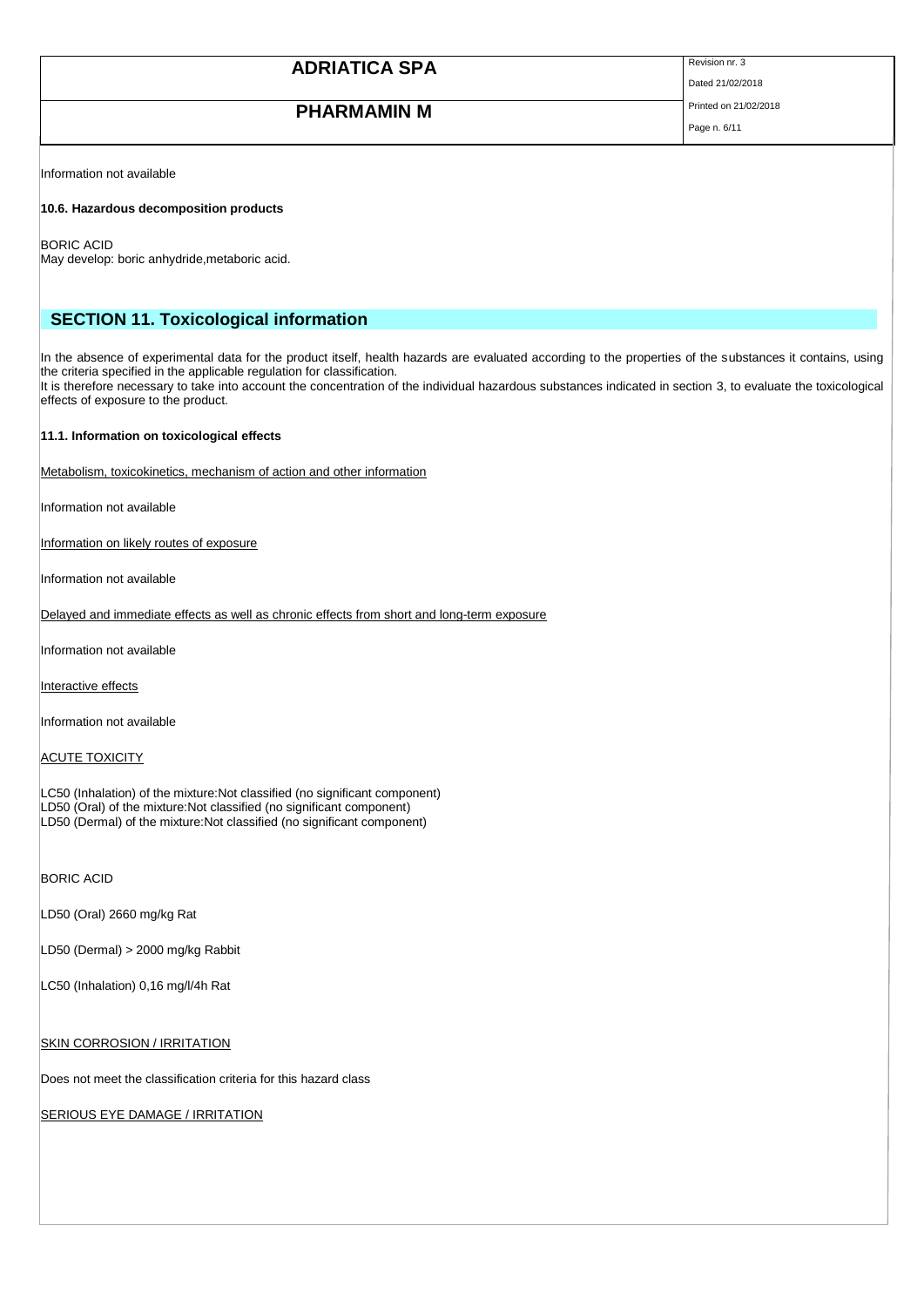Information not available

**10.6. Hazardous decomposition products**

BORIC ACID
May develop: boric anhydride,metaboric acid.

## SECTION 11. Toxicological information

In the absence of experimental data for the product itself, health hazards are evaluated according to the properties of the substances it contains, using the criteria specified in the applicable regulation for classification.
It is therefore necessary to take into account the concentration of the individual hazardous substances indicated in section 3, to evaluate the toxicological effects of exposure to the product.

**11.1. Information on toxicological effects**

Metabolism, toxicokinetics, mechanism of action and other information

Information not available

Information on likely routes of exposure

Information not available

Delayed and immediate effects as well as chronic effects from short and long-term exposure

Information not available

Interactive effects

Information not available

ACUTE TOXICITY

LC50 (Inhalation) of the mixture:Not classified (no significant component)
LD50 (Oral) of the mixture:Not classified (no significant component)
LD50 (Dermal) of the mixture:Not classified (no significant component)

BORIC ACID

LD50 (Oral) 2660 mg/kg Rat

LD50 (Dermal) > 2000 mg/kg Rabbit

LC50 (Inhalation) 0,16 mg/l/4h Rat

SKIN CORROSION / IRRITATION

Does not meet the classification criteria for this hazard class

SERIOUS EYE DAMAGE / IRRITATION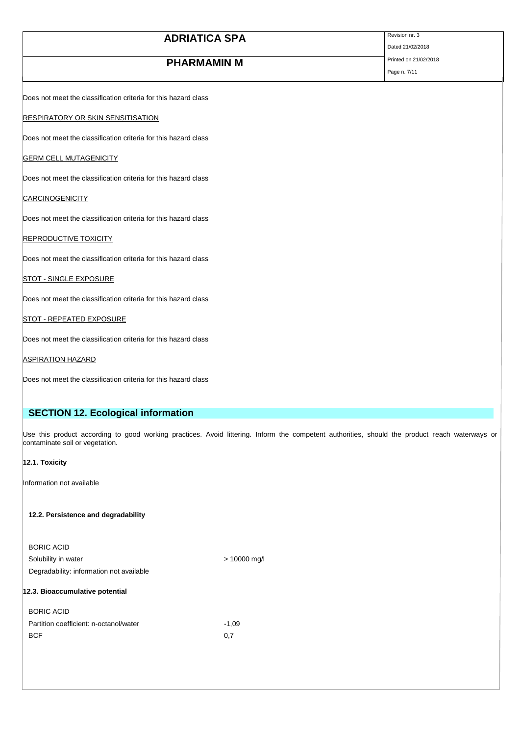Does not meet the classification criteria for this hazard class

RESPIRATORY OR SKIN SENSITISATION

Does not meet the classification criteria for this hazard class

GERM CELL MUTAGENICITY

Does not meet the classification criteria for this hazard class

CARCINOGENICITY

Does not meet the classification criteria for this hazard class

REPRODUCTIVE TOXICITY

Does not meet the classification criteria for this hazard class

STOT - SINGLE EXPOSURE

Does not meet the classification criteria for this hazard class

STOT - REPEATED EXPOSURE

Does not meet the classification criteria for this hazard class

ASPIRATION HAZARD

Does not meet the classification criteria for this hazard class

## SECTION 12. Ecological information

Use this product according to good working practices. Avoid littering. Inform the competent authorities, should the product reach waterways or contaminate soil or vegetation.

### 12.1. Toxicity

Information not available

### 12.2. Persistence and degradability

BORIC ACID

| | |
|---|---|
| Solubility in water | > 10000 mg/l |
| Degradability: information not available | |

### 12.3. Bioaccumulative potential

BORIC ACID

| | |
|---|---|
| Partition coefficient: n-octanol/water | -1,09 |
| BCF | 0,7 |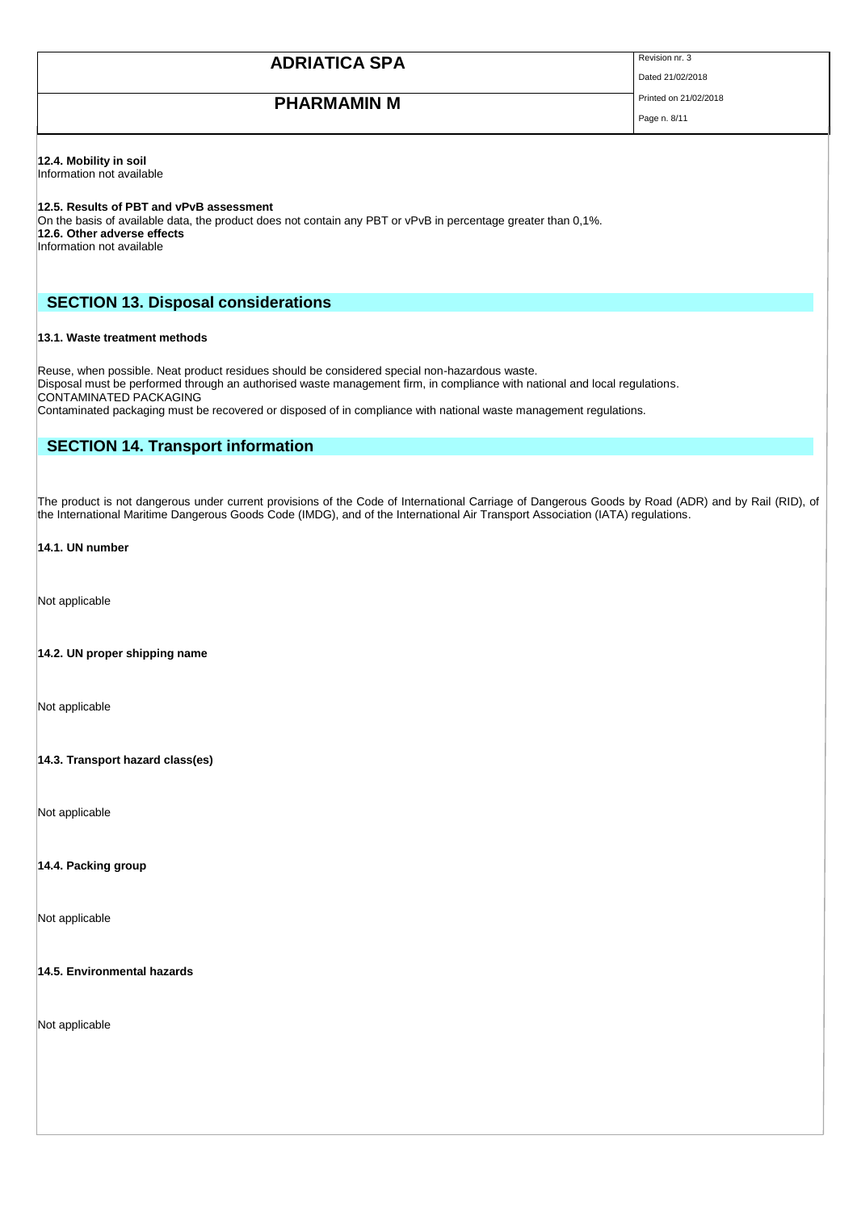**12.4. Mobility in soil**
Information not available

**12.5. Results of PBT and vPvB assessment**
On the basis of available data, the product does not contain any PBT or vPvB in percentage greater than 0,1%.
**12.6. Other adverse effects**
Information not available

## SECTION 13. Disposal considerations

**13.1. Waste treatment methods**

Reuse, when possible. Neat product residues should be considered special non-hazardous waste.
Disposal must be performed through an authorised waste management firm, in compliance with national and local regulations.
CONTAMINATED PACKAGING
Contaminated packaging must be recovered or disposed of in compliance with national waste management regulations.

## SECTION 14. Transport information

The product is not dangerous under current provisions of the Code of International Carriage of Dangerous Goods by Road (ADR) and by Rail (RID), of the International Maritime Dangerous Goods Code (IMDG), and of the International Air Transport Association (IATA) regulations.

**14.1. UN number**

Not applicable

**14.2. UN proper shipping name**

Not applicable

**14.3. Transport hazard class(es)**

Not applicable

**14.4. Packing group**

Not applicable

**14.5. Environmental hazards**

Not applicable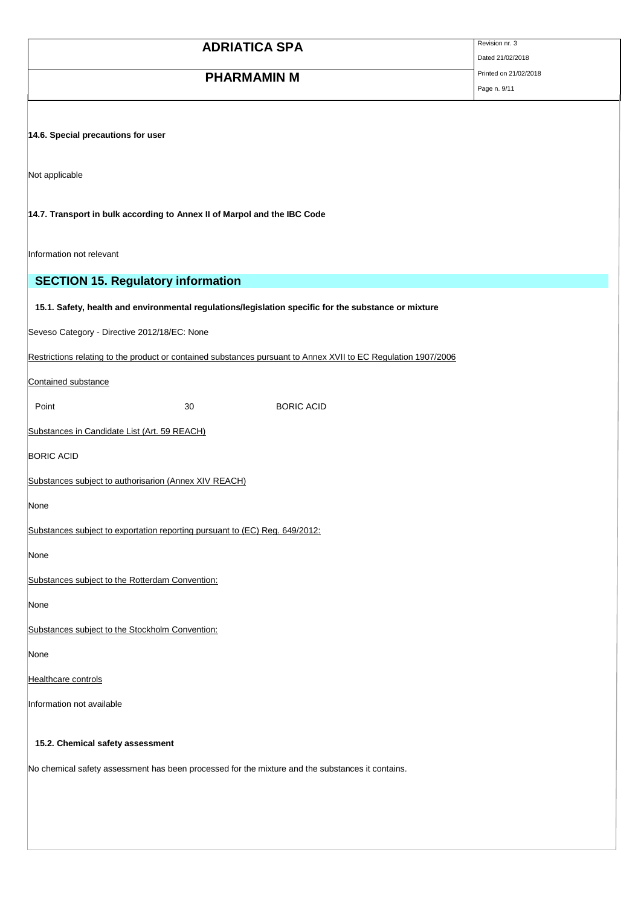### 14.6. Special precautions for user

Not applicable

### 14.7. Transport in bulk according to Annex II of Marpol and the IBC Code

Information not relevant

## SECTION 15. Regulatory information

### 15.1. Safety, health and environmental regulations/legislation specific for the substance or mixture

Seveso Category - Directive 2012/18/EC: None

Restrictions relating to the product or contained substances pursuant to Annex XVII to EC Regulation 1907/2006

Contained substance

| Point | 30 | BORIC ACID |
|---|---|---|

Substances in Candidate List (Art. 59 REACH)

BORIC ACID

Substances subject to authorisarion (Annex XIV REACH)

None

Substances subject to exportation reporting pursuant to (EC) Reg. 649/2012:

None

Substances subject to the Rotterdam Convention:

None

Substances subject to the Stockholm Convention:

None

Healthcare controls

Information not available

### 15.2. Chemical safety assessment

No chemical safety assessment has been processed for the mixture and the substances it contains.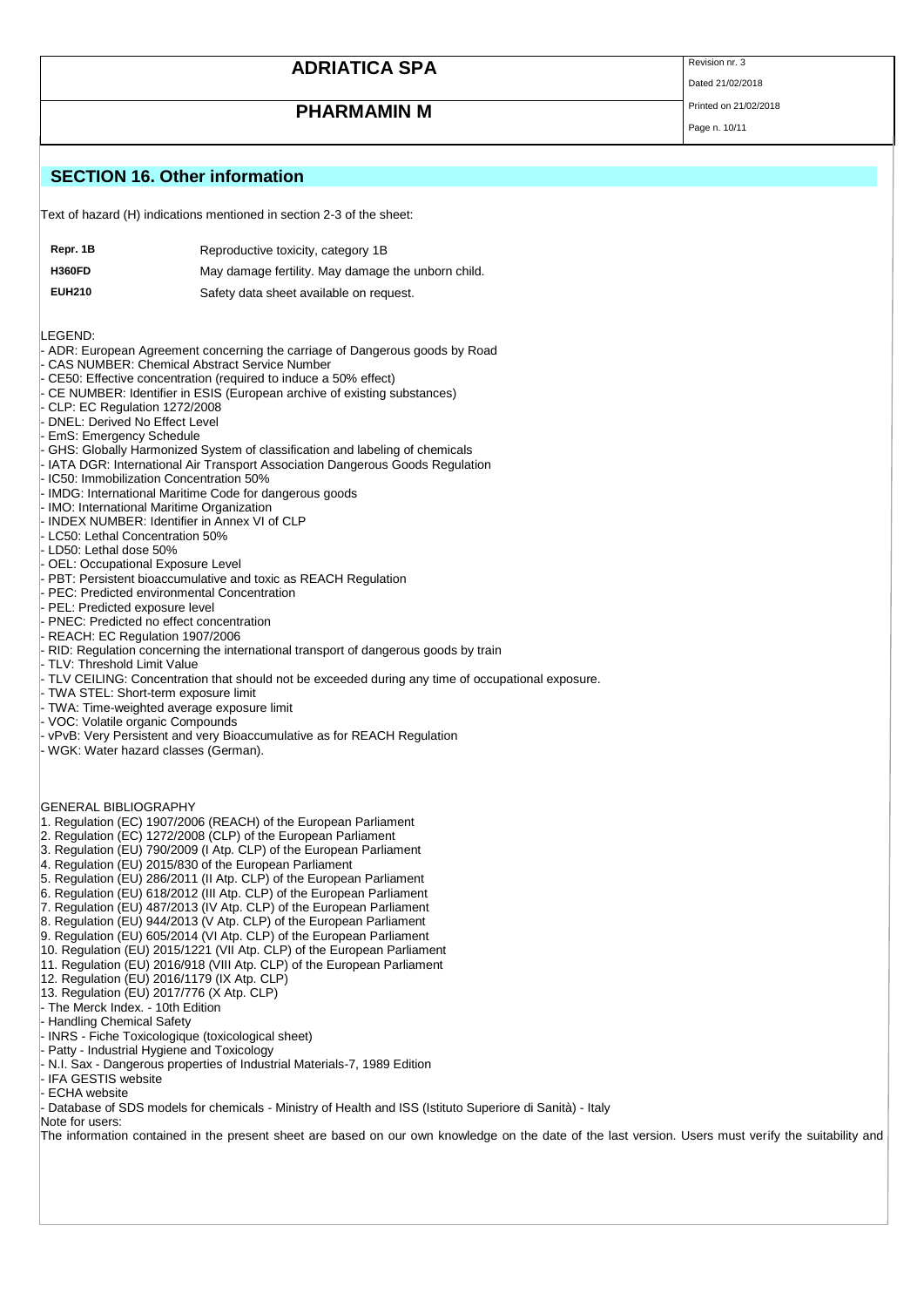## SECTION 16. Other information

Text of hazard (H) indications mentioned in section 2-3 of the sheet:

| | |
|---|---|
| **Repr. 1B** | Reproductive toxicity, category 1B |
| **H360FD** | May damage fertility. May damage the unborn child. |
| **EUH210** | Safety data sheet available on request. |

LEGEND:
- ADR: European Agreement concerning the carriage of Dangerous goods by Road
- CAS NUMBER: Chemical Abstract Service Number
- CE50: Effective concentration (required to induce a 50% effect)
- CE NUMBER: Identifier in ESIS (European archive of existing substances)
- CLP: EC Regulation 1272/2008
- DNEL: Derived No Effect Level
- EmS: Emergency Schedule
- GHS: Globally Harmonized System of classification and labeling of chemicals
- IATA DGR: International Air Transport Association Dangerous Goods Regulation
- IC50: Immobilization Concentration 50%
- IMDG: International Maritime Code for dangerous goods
- IMO: International Maritime Organization
- INDEX NUMBER: Identifier in Annex VI of CLP
- LC50: Lethal Concentration 50%
- LD50: Lethal dose 50%
- OEL: Occupational Exposure Level
- PBT: Persistent bioaccumulative and toxic as REACH Regulation
- PEC: Predicted environmental Concentration
- PEL: Predicted exposure level
- PNEC: Predicted no effect concentration
- REACH: EC Regulation 1907/2006
- RID: Regulation concerning the international transport of dangerous goods by train
- TLV: Threshold Limit Value
- TLV CEILING: Concentration that should not be exceeded during any time of occupational exposure.
- TWA STEL: Short-term exposure limit
- TWA: Time-weighted average exposure limit
- VOC: Volatile organic Compounds
- vPvB: Very Persistent and very Bioaccumulative as for REACH Regulation
- WGK: Water hazard classes (German).

GENERAL BIBLIOGRAPHY
1. Regulation (EC) 1907/2006 (REACH) of the European Parliament
2. Regulation (EC) 1272/2008 (CLP) of the European Parliament
3. Regulation (EU) 790/2009 (I Atp. CLP) of the European Parliament
4. Regulation (EU) 2015/830 of the European Parliament
5. Regulation (EU) 286/2011 (II Atp. CLP) of the European Parliament
6. Regulation (EU) 618/2012 (III Atp. CLP) of the European Parliament
7. Regulation (EU) 487/2013 (IV Atp. CLP) of the European Parliament
8. Regulation (EU) 944/2013 (V Atp. CLP) of the European Parliament
9. Regulation (EU) 605/2014 (VI Atp. CLP) of the European Parliament
10. Regulation (EU) 2015/1221 (VII Atp. CLP) of the European Parliament
11. Regulation (EU) 2016/918 (VIII Atp. CLP) of the European Parliament
12. Regulation (EU) 2016/1179 (IX Atp. CLP)
13. Regulation (EU) 2017/776 (X Atp. CLP)

- The Merck Index. - 10th Edition
- Handling Chemical Safety
- INRS - Fiche Toxicologique (toxicological sheet)
- Patty - Industrial Hygiene and Toxicology
- N.I. Sax - Dangerous properties of Industrial Materials-7, 1989 Edition
- IFA GESTIS website
- ECHA website
- Database of SDS models for chemicals - Ministry of Health and ISS (Istituto Superiore di Sanità) - Italy

Note for users:
The information contained in the present sheet are based on our own knowledge on the date of the last version. Users must verify the suitability and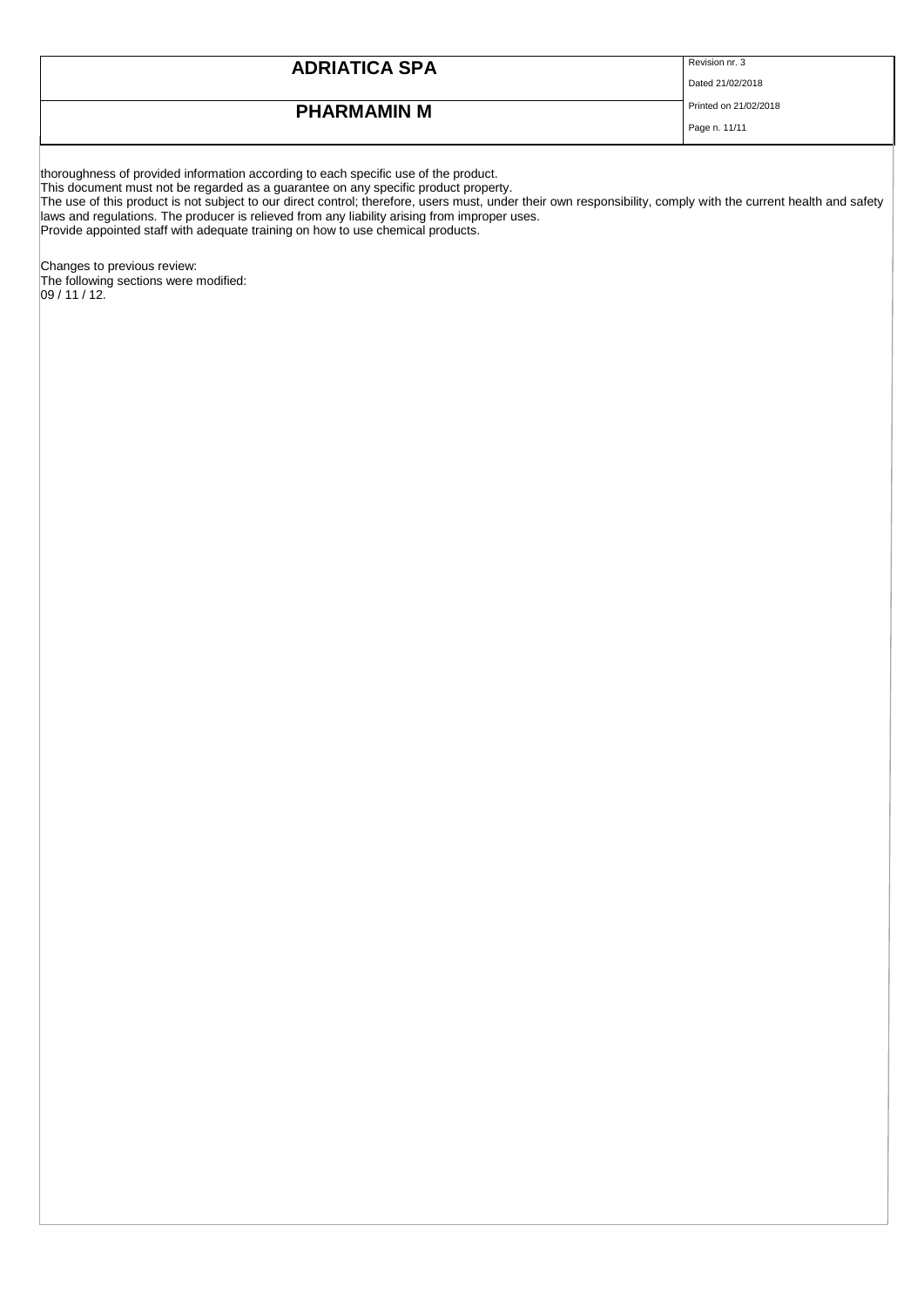thoroughness of provided information according to each specific use of the product.
This document must not be regarded as a guarantee on any specific product property.
The use of this product is not subject to our direct control; therefore, users must, under their own responsibility, comply with the current health and safety laws and regulations. The producer is relieved from any liability arising from improper uses.
Provide appointed staff with adequate training on how to use chemical products.

Changes to previous review:
The following sections were modified:
09 / 11 / 12.